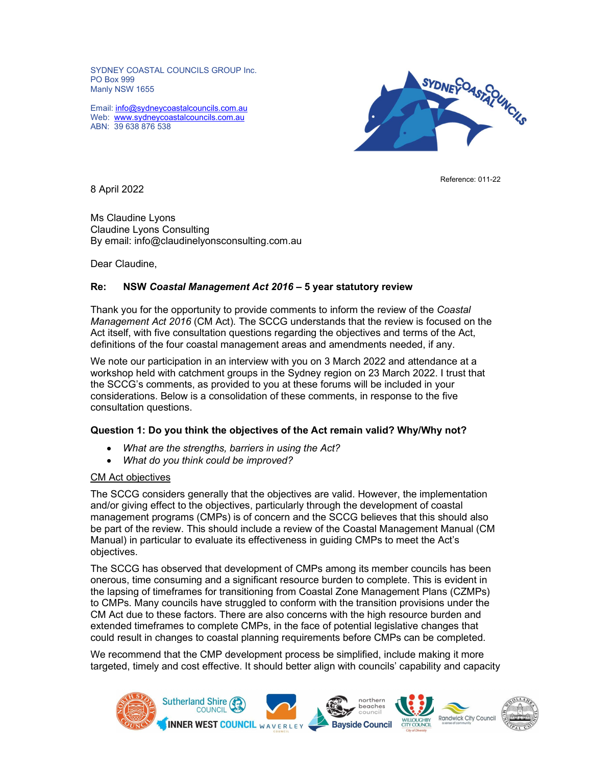SYDNEY COASTAL COUNCILS GROUP Inc.
PO Box 999
Manly NSW 1655

Email: info@sydneycoastalcouncils.com.au
Web: www.sydneycoastalcouncils.com.au
ABN: 39 638 876 538

Reference: 011-22

8 April 2022

Ms Claudine Lyons
Claudine Lyons Consulting
By email: info@claudinelyonsconsulting.com.au

Dear Claudine,

**Re: NSW *Coastal Management Act 2016* – 5 year statutory review**

Thank you for the opportunity to provide comments to inform the review of the *Coastal Management Act 2016* (CM Act). The SCCG understands that the review is focused on the Act itself, with five consultation questions regarding the objectives and terms of the Act, definitions of the four coastal management areas and amendments needed, if any.

We note our participation in an interview with you on 3 March 2022 and attendance at a workshop held with catchment groups in the Sydney region on 23 March 2022. I trust that the SCCG's comments, as provided to you at these forums will be included in your considerations. Below is a consolidation of these comments, in response to the five consultation questions.

**Question 1: Do you think the objectives of the Act remain valid? Why/Why not?**

- *What are the strengths, barriers in using the Act?*
- *What do you think could be improved?*

<u>CM Act objectives</u>

The SCCG considers generally that the objectives are valid. However, the implementation and/or giving effect to the objectives, particularly through the development of coastal management programs (CMPs) is of concern and the SCCG believes that this should also be part of the review. This should include a review of the Coastal Management Manual (CM Manual) in particular to evaluate its effectiveness in guiding CMPs to meet the Act's objectives.

The SCCG has observed that development of CMPs among its member councils has been onerous, time consuming and a significant resource burden to complete. This is evident in the lapsing of timeframes for transitioning from Coastal Zone Management Plans (CZMPs) to CMPs. Many councils have struggled to conform with the transition provisions under the CM Act due to these factors. There are also concerns with the high resource burden and extended timeframes to complete CMPs, in the face of potential legislative changes that could result in changes to coastal planning requirements before CMPs can be completed.

We recommend that the CMP development process be simplified, include making it more targeted, timely and cost effective. It should better align with councils' capability and capacity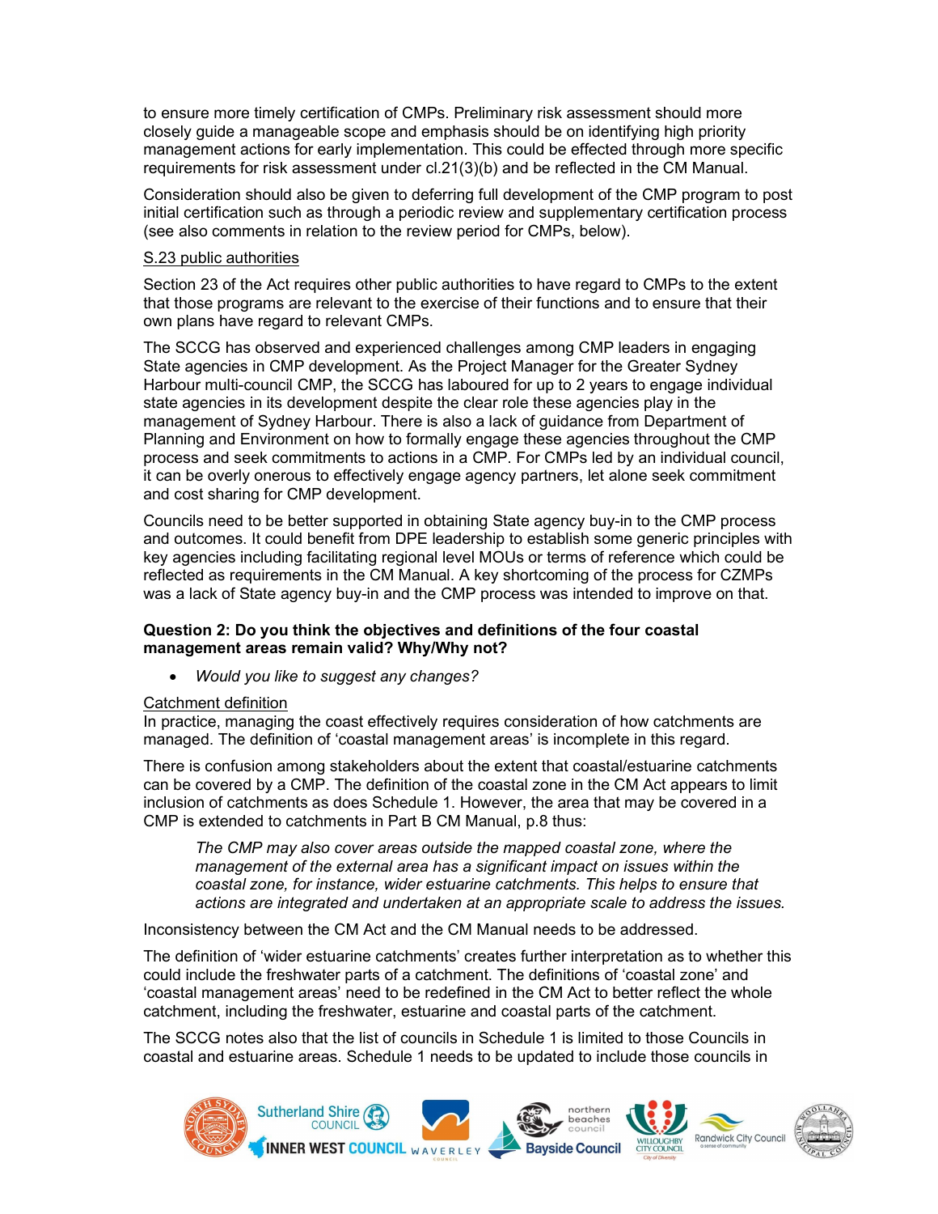to ensure more timely certification of CMPs. Preliminary risk assessment should more closely guide a manageable scope and emphasis should be on identifying high priority management actions for early implementation. This could be effected through more specific requirements for risk assessment under cl.21(3)(b) and be reflected in the CM Manual.

Consideration should also be given to deferring full development of the CMP program to post initial certification such as through a periodic review and supplementary certification process (see also comments in relation to the review period for CMPs, below).

S.23 public authorities

Section 23 of the Act requires other public authorities to have regard to CMPs to the extent that those programs are relevant to the exercise of their functions and to ensure that their own plans have regard to relevant CMPs.

The SCCG has observed and experienced challenges among CMP leaders in engaging State agencies in CMP development. As the Project Manager for the Greater Sydney Harbour multi-council CMP, the SCCG has laboured for up to 2 years to engage individual state agencies in its development despite the clear role these agencies play in the management of Sydney Harbour. There is also a lack of guidance from Department of Planning and Environment on how to formally engage these agencies throughout the CMP process and seek commitments to actions in a CMP. For CMPs led by an individual council, it can be overly onerous to effectively engage agency partners, let alone seek commitment and cost sharing for CMP development.

Councils need to be better supported in obtaining State agency buy-in to the CMP process and outcomes. It could benefit from DPE leadership to establish some generic principles with key agencies including facilitating regional level MOUs or terms of reference which could be reflected as requirements in the CM Manual. A key shortcoming of the process for CZMPs was a lack of State agency buy-in and the CMP process was intended to improve on that.

**Question 2: Do you think the objectives and definitions of the four coastal management areas remain valid? Why/Why not?**

- *Would you like to suggest any changes?*

Catchment definition

In practice, managing the coast effectively requires consideration of how catchments are managed. The definition of 'coastal management areas' is incomplete in this regard.

There is confusion among stakeholders about the extent that coastal/estuarine catchments can be covered by a CMP. The definition of the coastal zone in the CM Act appears to limit inclusion of catchments as does Schedule 1. However, the area that may be covered in a CMP is extended to catchments in Part B CM Manual, p.8 thus:

> *The CMP may also cover areas outside the mapped coastal zone, where the management of the external area has a significant impact on issues within the coastal zone, for instance, wider estuarine catchments. This helps to ensure that actions are integrated and undertaken at an appropriate scale to address the issues.*

Inconsistency between the CM Act and the CM Manual needs to be addressed.

The definition of 'wider estuarine catchments' creates further interpretation as to whether this could include the freshwater parts of a catchment. The definitions of 'coastal zone' and 'coastal management areas' need to be redefined in the CM Act to better reflect the whole catchment, including the freshwater, estuarine and coastal parts of the catchment.

The SCCG notes also that the list of councils in Schedule 1 is limited to those Councils in coastal and estuarine areas. Schedule 1 needs to be updated to include those councils in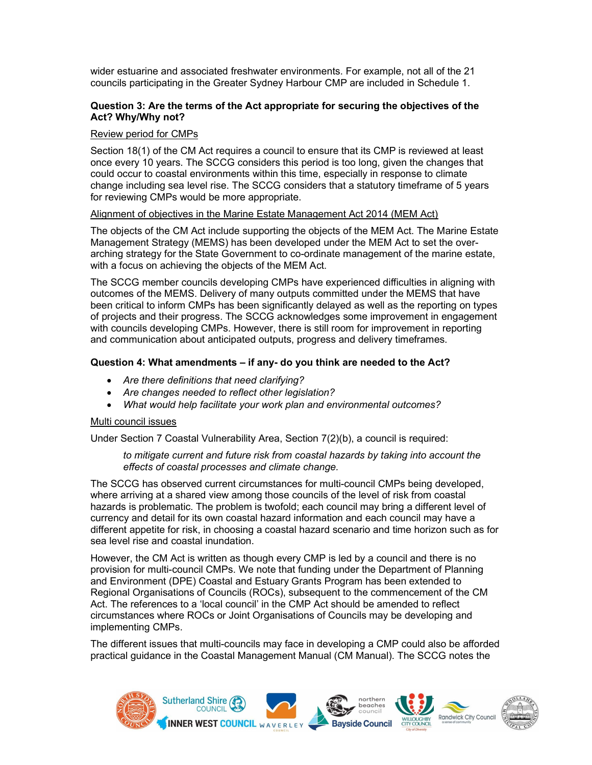wider estuarine and associated freshwater environments. For example, not all of the 21 councils participating in the Greater Sydney Harbour CMP are included in Schedule 1.

**Question 3: Are the terms of the Act appropriate for securing the objectives of the Act? Why/Why not?**

Review period for CMPs

Section 18(1) of the CM Act requires a council to ensure that its CMP is reviewed at least once every 10 years. The SCCG considers this period is too long, given the changes that could occur to coastal environments within this time, especially in response to climate change including sea level rise. The SCCG considers that a statutory timeframe of 5 years for reviewing CMPs would be more appropriate.

Alignment of objectives in the Marine Estate Management Act 2014 (MEM Act)

The objects of the CM Act include supporting the objects of the MEM Act. The Marine Estate Management Strategy (MEMS) has been developed under the MEM Act to set the over-arching strategy for the State Government to co-ordinate management of the marine estate, with a focus on achieving the objects of the MEM Act.

The SCCG member councils developing CMPs have experienced difficulties in aligning with outcomes of the MEMS. Delivery of many outputs committed under the MEMS that have been critical to inform CMPs has been significantly delayed as well as the reporting on types of projects and their progress. The SCCG acknowledges some improvement in engagement with councils developing CMPs. However, there is still room for improvement in reporting and communication about anticipated outputs, progress and delivery timeframes.

**Question 4: What amendments – if any- do you think are needed to the Act?**

- *Are there definitions that need clarifying?*
- *Are changes needed to reflect other legislation?*
- *What would help facilitate your work plan and environmental outcomes?*

Multi council issues

Under Section 7 Coastal Vulnerability Area, Section 7(2)(b), a council is required:

> *to mitigate current and future risk from coastal hazards by taking into account the effects of coastal processes and climate change.*

The SCCG has observed current circumstances for multi-council CMPs being developed, where arriving at a shared view among those councils of the level of risk from coastal hazards is problematic. The problem is twofold; each council may bring a different level of currency and detail for its own coastal hazard information and each council may have a different appetite for risk, in choosing a coastal hazard scenario and time horizon such as for sea level rise and coastal inundation.

However, the CM Act is written as though every CMP is led by a council and there is no provision for multi-council CMPs. We note that funding under the Department of Planning and Environment (DPE) Coastal and Estuary Grants Program has been extended to Regional Organisations of Councils (ROCs), subsequent to the commencement of the CM Act. The references to a 'local council' in the CMP Act should be amended to reflect circumstances where ROCs or Joint Organisations of Councils may be developing and implementing CMPs.

The different issues that multi-councils may face in developing a CMP could also be afforded practical guidance in the Coastal Management Manual (CM Manual). The SCCG notes the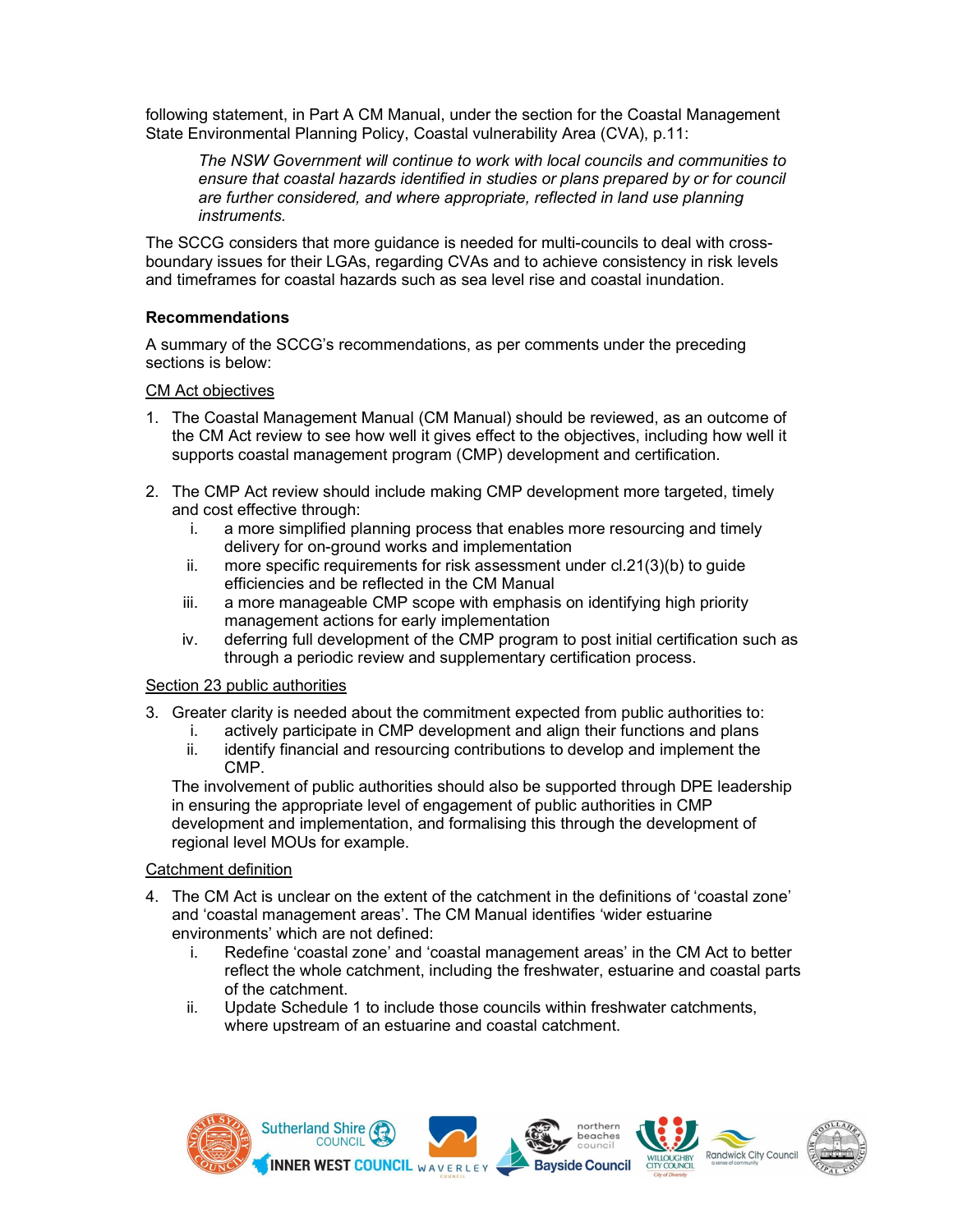following statement, in Part A CM Manual, under the section for the Coastal Management State Environmental Planning Policy, Coastal vulnerability Area (CVA), p.11:

> *The NSW Government will continue to work with local councils and communities to ensure that coastal hazards identified in studies or plans prepared by or for council are further considered, and where appropriate, reflected in land use planning instruments.*

The SCCG considers that more guidance is needed for multi-councils to deal with cross-boundary issues for their LGAs, regarding CVAs and to achieve consistency in risk levels and timeframes for coastal hazards such as sea level rise and coastal inundation.

### Recommendations

A summary of the SCCG's recommendations, as per comments under the preceding sections is below:

<u>CM Act objectives</u>

1. The Coastal Management Manual (CM Manual) should be reviewed, as an outcome of the CM Act review to see how well it gives effect to the objectives, including how well it supports coastal management program (CMP) development and certification.

2. The CMP Act review should include making CMP development more targeted, timely and cost effective through:
   i. a more simplified planning process that enables more resourcing and timely delivery for on-ground works and implementation
   ii. more specific requirements for risk assessment under cl.21(3)(b) to guide efficiencies and be reflected in the CM Manual
   iii. a more manageable CMP scope with emphasis on identifying high priority management actions for early implementation
   iv. deferring full development of the CMP program to post initial certification such as through a periodic review and supplementary certification process.

<u>Section 23 public authorities</u>

3. Greater clarity is needed about the commitment expected from public authorities to:
   i. actively participate in CMP development and align their functions and plans
   ii. identify financial and resourcing contributions to develop and implement the CMP.

   The involvement of public authorities should also be supported through DPE leadership in ensuring the appropriate level of engagement of public authorities in CMP development and implementation, and formalising this through the development of regional level MOUs for example.

<u>Catchment definition</u>

4. The CM Act is unclear on the extent of the catchment in the definitions of 'coastal zone' and 'coastal management areas'. The CM Manual identifies 'wider estuarine environments' which are not defined:
   i. Redefine 'coastal zone' and 'coastal management areas' in the CM Act to better reflect the whole catchment, including the freshwater, estuarine and coastal parts of the catchment.
   ii. Update Schedule 1 to include those councils within freshwater catchments, where upstream of an estuarine and coastal catchment.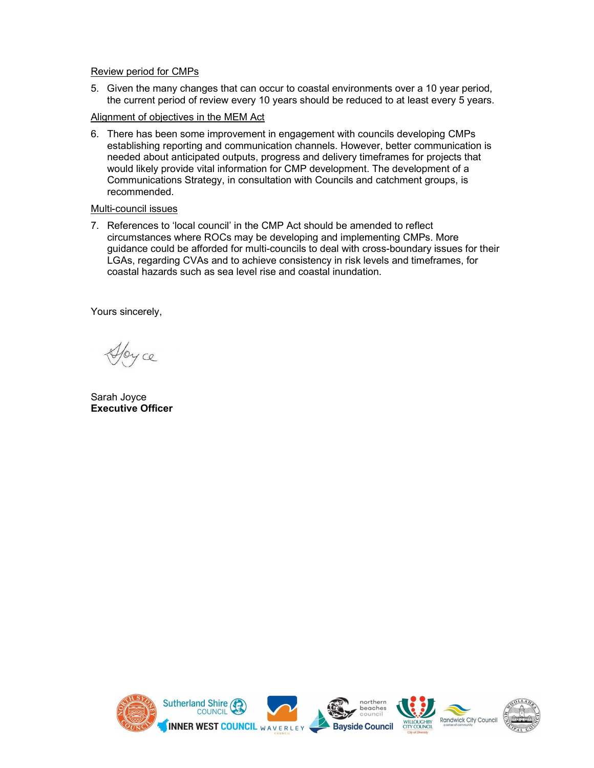Review period for CMPs

5. Given the many changes that can occur to coastal environments over a 10 year period, the current period of review every 10 years should be reduced to at least every 5 years.

Alignment of objectives in the MEM Act

6. There has been some improvement in engagement with councils developing CMPs establishing reporting and communication channels. However, better communication is needed about anticipated outputs, progress and delivery timeframes for projects that would likely provide vital information for CMP development. The development of a Communications Strategy, in consultation with Councils and catchment groups, is recommended.

Multi-council issues

7. References to 'local council' in the CMP Act should be amended to reflect circumstances where ROCs may be developing and implementing CMPs. More guidance could be afforded for multi-councils to deal with cross-boundary issues for their LGAs, regarding CVAs and to achieve consistency in risk levels and timeframes, for coastal hazards such as sea level rise and coastal inundation.

Yours sincerely,

Sarah Joyce
**Executive Officer**